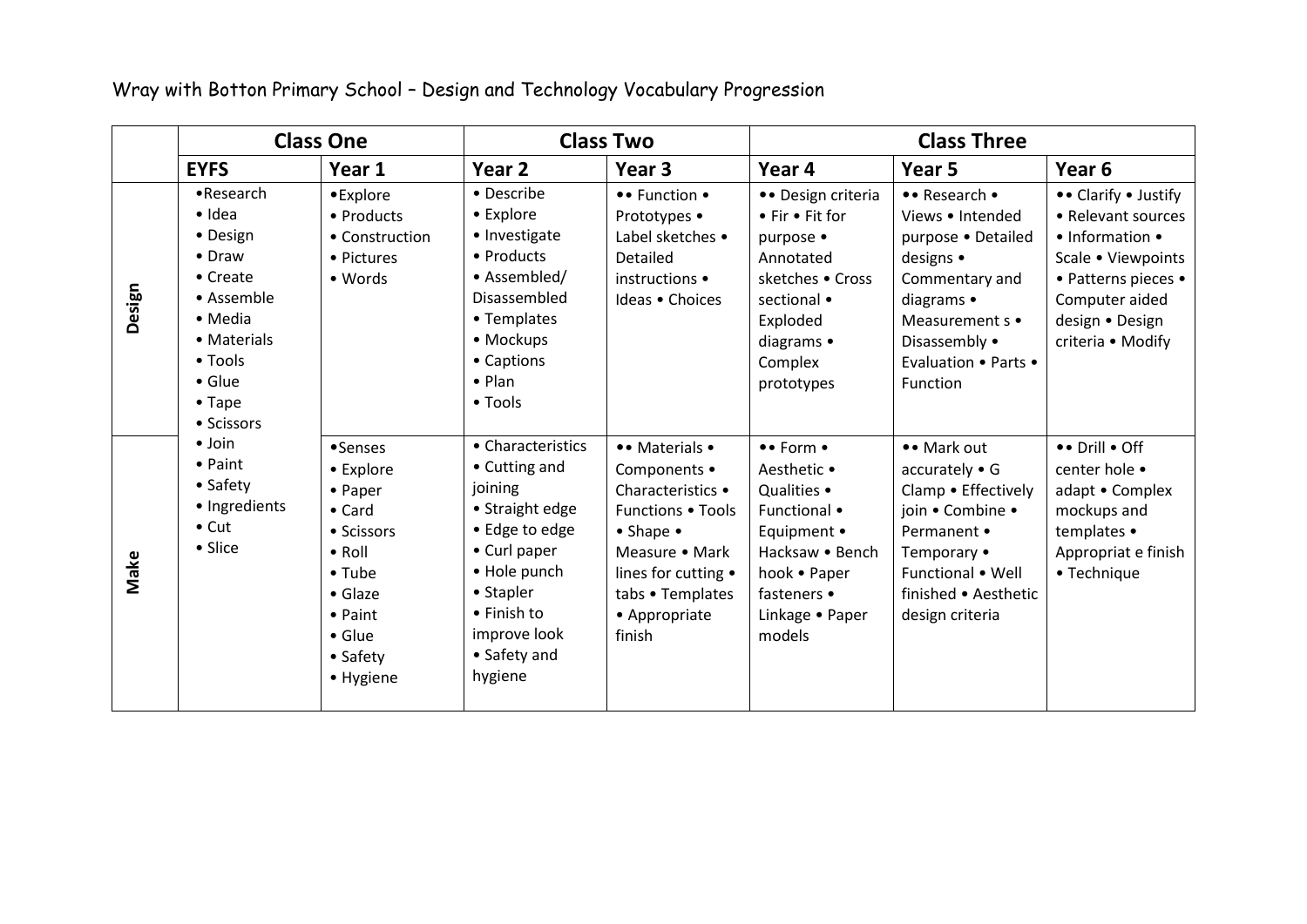Wray with Botton Primary School – Design and Technology Vocabulary Progression

| | Class One | | Class Two | | Class Three | | |
|---|---|---|---|---|---|---|---|
| | **EYFS** | **Year 1** | **Year 2** | **Year 3** | **Year 4** | **Year 5** | **Year 6** |
| **Design** | •Research • Idea • Design • Draw • Create • Assemble • Media • Materials • Tools • Glue • Tape • Scissors • Join • Paint • Safety • Ingredients • Cut • Slice | •Explore • Products • Construction • Pictures • Words | • Describe • Explore • Investigate • Products • Assembled/ Disassembled • Templates • Mockups • Captions • Plan • Tools | •• Function • Prototypes • Label sketches • Detailed instructions • Ideas • Choices | •• Design criteria • Fir • Fit for purpose • Annotated sketches • Cross sectional • Exploded diagrams • Complex prototypes | •• Research • Views • Intended purpose • Detailed designs • Commentary and diagrams • Measurement s • Disassembly • Evaluation • Parts • Function | •• Clarify • Justify • Relevant sources • Information • Scale • Viewpoints • Patterns pieces • Computer aided design • Design criteria • Modify |
| **Make** | | •Senses • Explore • Paper • Card • Scissors • Roll • Tube • Glaze • Paint • Glue • Safety • Hygiene | • Characteristics • Cutting and joining • Straight edge • Edge to edge • Curl paper • Hole punch • Stapler • Finish to improve look • Safety and hygiene | •• Materials • Components • Characteristics • Functions • Tools • Shape • Measure • Mark lines for cutting • tabs • Templates • Appropriate finish | •• Form • Aesthetic • Qualities • Functional • Equipment • Hacksaw • Bench hook • Paper fasteners • Linkage • Paper models | •• Mark out accurately • G Clamp • Effectively join • Combine • Permanent • Temporary • Functional • Well finished • Aesthetic design criteria | •• Drill • Off center hole • adapt • Complex mockups and templates • Appropriat e finish • Technique |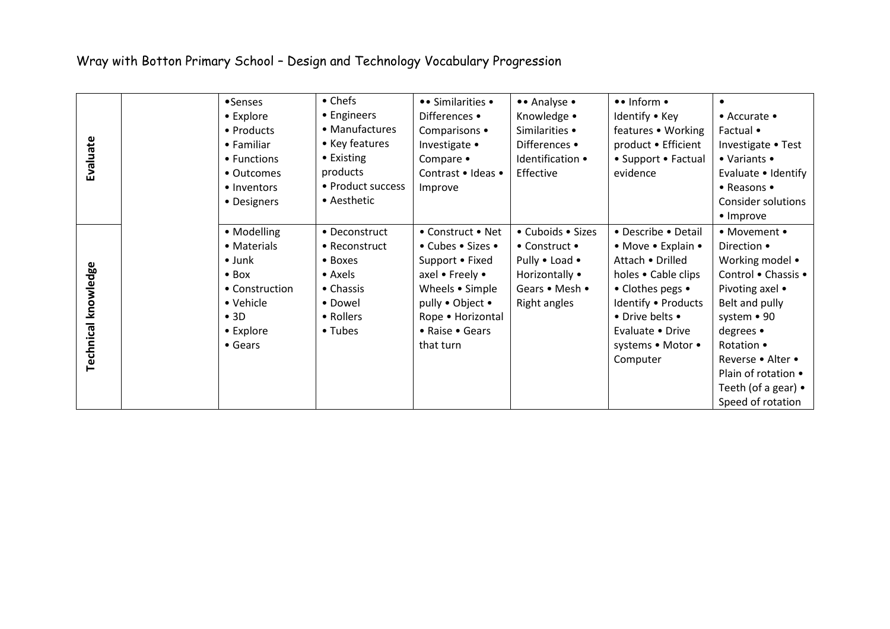Wray with Botton Primary School – Design and Technology Vocabulary Progression

| | | | | | | | |
|---|---|---|---|---|---|---|---|
| **Evaluate** | | • Senses • Explore • Products • Familiar • Functions • Outcomes • Inventors • Designers | • Chefs • Engineers • Manufactures • Key features • Existing products • Product success • Aesthetic | •• Similarities • Differences • Comparisons • Investigate • Compare • Contrast • Ideas • Improve | •• Analyse • Knowledge • Similarities • Differences • Identification • Effective | •• Inform • Identify • Key features • Working product • Efficient • Support • Factual evidence | • • Accurate • Factual • Investigate • Test • Variants • Evaluate • Identify • Reasons • Consider solutions • Improve |
| **Technical knowledge** | | • Modelling • Materials • Junk • Box • Construction • Vehicle • 3D • Explore • Gears | • Deconstruct • Reconstruct • Boxes • Axels • Chassis • Dowel • Rollers • Tubes | • Construct • Net • Cubes • Sizes • Support • Fixed axel • Freely • Wheels • Simple pully • Object • Rope • Horizontal • Raise • Gears that turn | • Cuboids • Sizes • Construct • Pully • Load • Horizontally • Gears • Mesh • Right angles | • Describe • Detail • Move • Explain • Attach • Drilled holes • Cable clips • Clothes pegs • Identify • Products • Drive belts • Evaluate • Drive systems • Motor • Computer | • Movement • Direction • Working model • Control • Chassis • Pivoting axel • Belt and pully system • 90 degrees • Rotation • Reverse • Alter • Plain of rotation • Teeth (of a gear) • Speed of rotation |